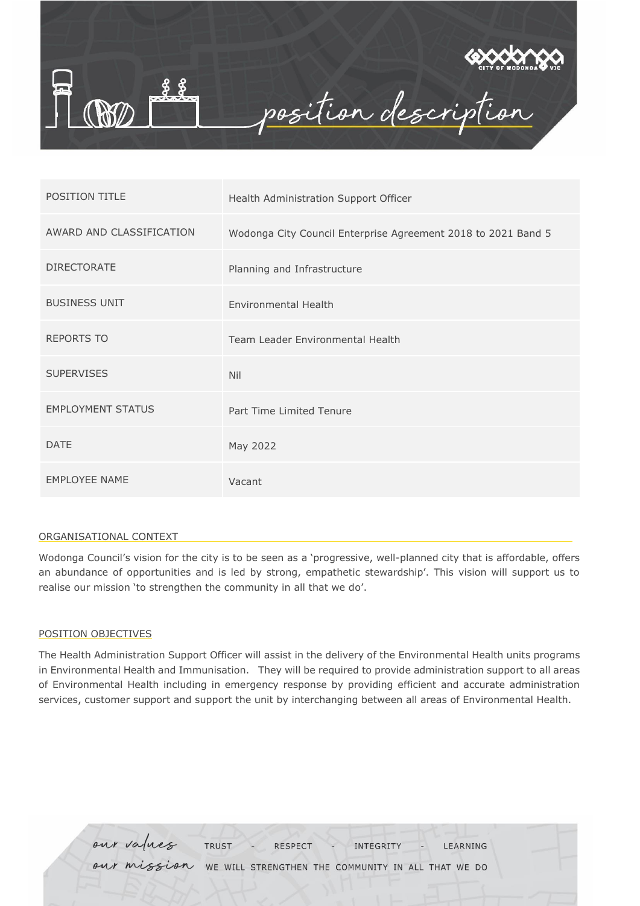# position description

| POSITION TITLE | Health Administration Support Officer |
|---|---|
| AWARD AND CLASSIFICATION | Wodonga City Council Enterprise Agreement 2018 to 2021 Band 5 |
| DIRECTORATE | Planning and Infrastructure |
| BUSINESS UNIT | Environmental Health |
| REPORTS TO | Team Leader Environmental Health |
| SUPERVISES | Nil |
| EMPLOYMENT STATUS | Part Time Limited Tenure |
| DATE | May 2022 |
| EMPLOYEE NAME | Vacant |

## ORGANISATIONAL CONTEXT

Wodonga Council's vision for the city is to be seen as a 'progressive, well-planned city that is affordable, offers an abundance of opportunities and is led by strong, empathetic stewardship'. This vision will support us to realise our mission 'to strengthen the community in all that we do'.

## POSITION OBJECTIVES

The Health Administration Support Officer will assist in the delivery of the Environmental Health units programs in Environmental Health and Immunisation. They will be required to provide administration support to all areas of Environmental Health including in emergency response by providing efficient and accurate administration services, customer support and support the unit by interchanging between all areas of Environmental Health.

our values TRUST - RESPECT - INTEGRITY - LEARNING

our mission WE WILL STRENGTHEN THE COMMUNITY IN ALL THAT WE DO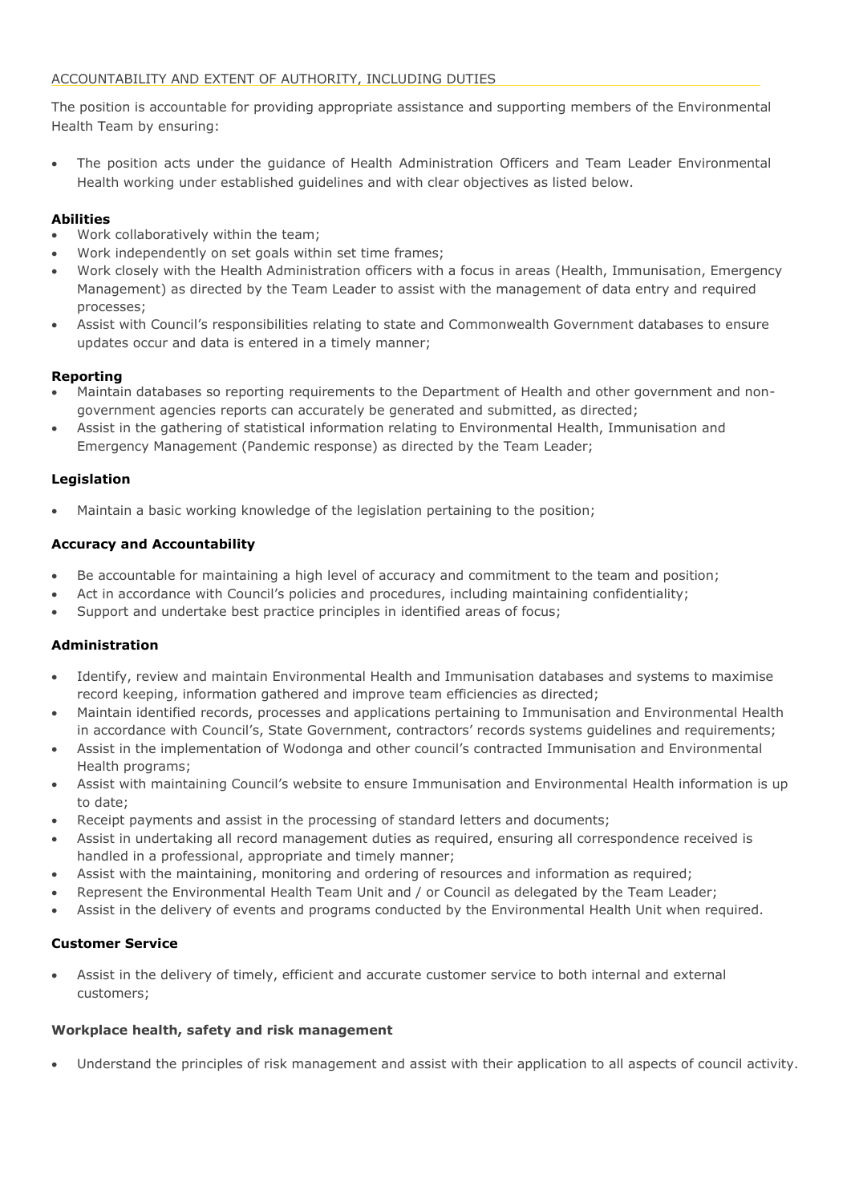## ACCOUNTABILITY AND EXTENT OF AUTHORITY, INCLUDING DUTIES

The position is accountable for providing appropriate assistance and supporting members of the Environmental Health Team by ensuring:

- The position acts under the guidance of Health Administration Officers and Team Leader Environmental Health working under established guidelines and with clear objectives as listed below.

### Abilities

- Work collaboratively within the team;
- Work independently on set goals within set time frames;
- Work closely with the Health Administration officers with a focus in areas (Health, Immunisation, Emergency Management) as directed by the Team Leader to assist with the management of data entry and required processes;
- Assist with Council's responsibilities relating to state and Commonwealth Government databases to ensure updates occur and data is entered in a timely manner;

### Reporting

- Maintain databases so reporting requirements to the Department of Health and other government and non-government agencies reports can accurately be generated and submitted, as directed;
- Assist in the gathering of statistical information relating to Environmental Health, Immunisation and Emergency Management (Pandemic response) as directed by the Team Leader;

### Legislation

- Maintain a basic working knowledge of the legislation pertaining to the position;

### Accuracy and Accountability

- Be accountable for maintaining a high level of accuracy and commitment to the team and position;
- Act in accordance with Council's policies and procedures, including maintaining confidentiality;
- Support and undertake best practice principles in identified areas of focus;

### Administration

- Identify, review and maintain Environmental Health and Immunisation databases and systems to maximise record keeping, information gathered and improve team efficiencies as directed;
- Maintain identified records, processes and applications pertaining to Immunisation and Environmental Health in accordance with Council's, State Government, contractors' records systems guidelines and requirements;
- Assist in the implementation of Wodonga and other council's contracted Immunisation and Environmental Health programs;
- Assist with maintaining Council's website to ensure Immunisation and Environmental Health information is up to date;
- Receipt payments and assist in the processing of standard letters and documents;
- Assist in undertaking all record management duties as required, ensuring all correspondence received is handled in a professional, appropriate and timely manner;
- Assist with the maintaining, monitoring and ordering of resources and information as required;
- Represent the Environmental Health Team Unit and / or Council as delegated by the Team Leader;
- Assist in the delivery of events and programs conducted by the Environmental Health Unit when required.

### Customer Service

- Assist in the delivery of timely, efficient and accurate customer service to both internal and external customers;

### Workplace health, safety and risk management

- Understand the principles of risk management and assist with their application to all aspects of council activity.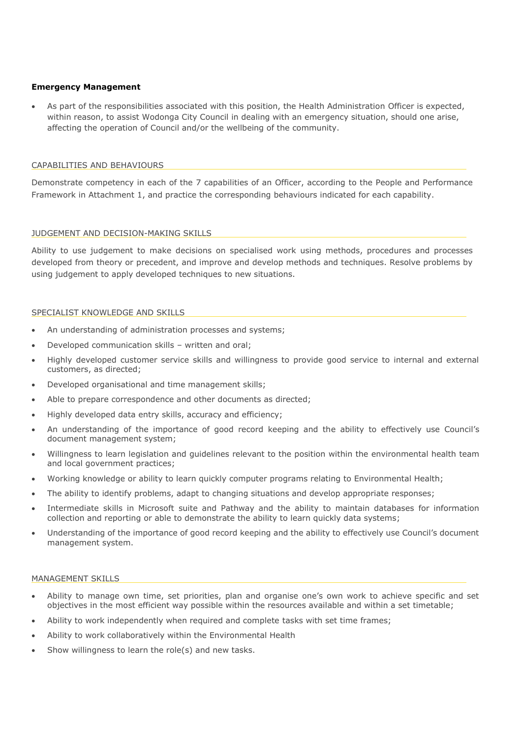### Emergency Management

- As part of the responsibilities associated with this position, the Health Administration Officer is expected, within reason, to assist Wodonga City Council in dealing with an emergency situation, should one arise, affecting the operation of Council and/or the wellbeing of the community.

## CAPABILITIES AND BEHAVIOURS

Demonstrate competency in each of the 7 capabilities of an Officer, according to the People and Performance Framework in Attachment 1, and practice the corresponding behaviours indicated for each capability.

## JUDGEMENT AND DECISION-MAKING SKILLS

Ability to use judgement to make decisions on specialised work using methods, procedures and processes developed from theory or precedent, and improve and develop methods and techniques. Resolve problems by using judgement to apply developed techniques to new situations.

## SPECIALIST KNOWLEDGE AND SKILLS

- An understanding of administration processes and systems;
- Developed communication skills – written and oral;
- Highly developed customer service skills and willingness to provide good service to internal and external customers, as directed;
- Developed organisational and time management skills;
- Able to prepare correspondence and other documents as directed;
- Highly developed data entry skills, accuracy and efficiency;
- An understanding of the importance of good record keeping and the ability to effectively use Council's document management system;
- Willingness to learn legislation and guidelines relevant to the position within the environmental health team and local government practices;
- Working knowledge or ability to learn quickly computer programs relating to Environmental Health;
- The ability to identify problems, adapt to changing situations and develop appropriate responses;
- Intermediate skills in Microsoft suite and Pathway and the ability to maintain databases for information collection and reporting or able to demonstrate the ability to learn quickly data systems;
- Understanding of the importance of good record keeping and the ability to effectively use Council's document management system.

## MANAGEMENT SKILLS

- Ability to manage own time, set priorities, plan and organise one's own work to achieve specific and set objectives in the most efficient way possible within the resources available and within a set timetable;
- Ability to work independently when required and complete tasks with set time frames;
- Ability to work collaboratively within the Environmental Health
- Show willingness to learn the role(s) and new tasks.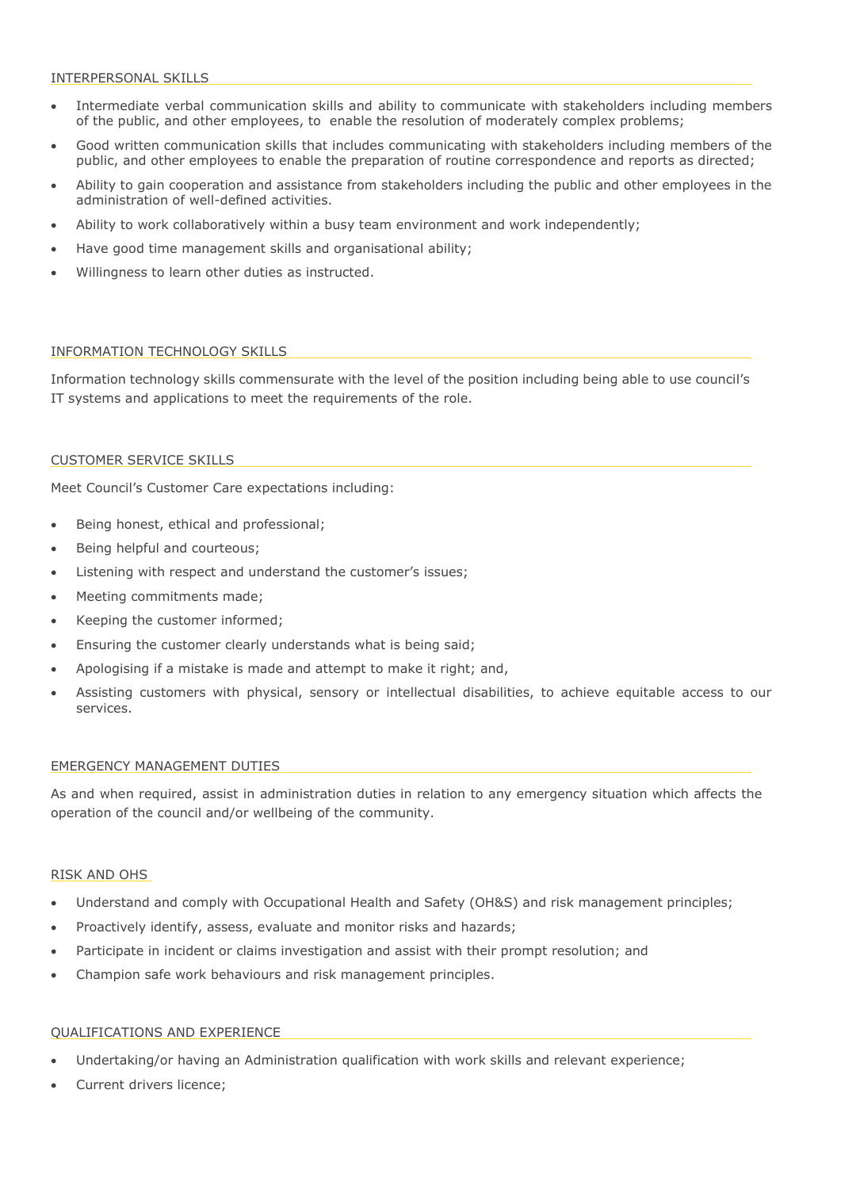## INTERPERSONAL SKILLS

- Intermediate verbal communication skills and ability to communicate with stakeholders including members of the public, and other employees, to enable the resolution of moderately complex problems;
- Good written communication skills that includes communicating with stakeholders including members of the public, and other employees to enable the preparation of routine correspondence and reports as directed;
- Ability to gain cooperation and assistance from stakeholders including the public and other employees in the administration of well-defined activities.
- Ability to work collaboratively within a busy team environment and work independently;
- Have good time management skills and organisational ability;
- Willingness to learn other duties as instructed.

## INFORMATION TECHNOLOGY SKILLS

Information technology skills commensurate with the level of the position including being able to use council's IT systems and applications to meet the requirements of the role.

## CUSTOMER SERVICE SKILLS

Meet Council's Customer Care expectations including:

- Being honest, ethical and professional;
- Being helpful and courteous;
- Listening with respect and understand the customer's issues;
- Meeting commitments made;
- Keeping the customer informed;
- Ensuring the customer clearly understands what is being said;
- Apologising if a mistake is made and attempt to make it right; and,
- Assisting customers with physical, sensory or intellectual disabilities, to achieve equitable access to our services.

## EMERGENCY MANAGEMENT DUTIES

As and when required, assist in administration duties in relation to any emergency situation which affects the operation of the council and/or wellbeing of the community.

## RISK AND OHS

- Understand and comply with Occupational Health and Safety (OH&S) and risk management principles;
- Proactively identify, assess, evaluate and monitor risks and hazards;
- Participate in incident or claims investigation and assist with their prompt resolution; and
- Champion safe work behaviours and risk management principles.

## QUALIFICATIONS AND EXPERIENCE

- Undertaking/or having an Administration qualification with work skills and relevant experience;
- Current drivers licence;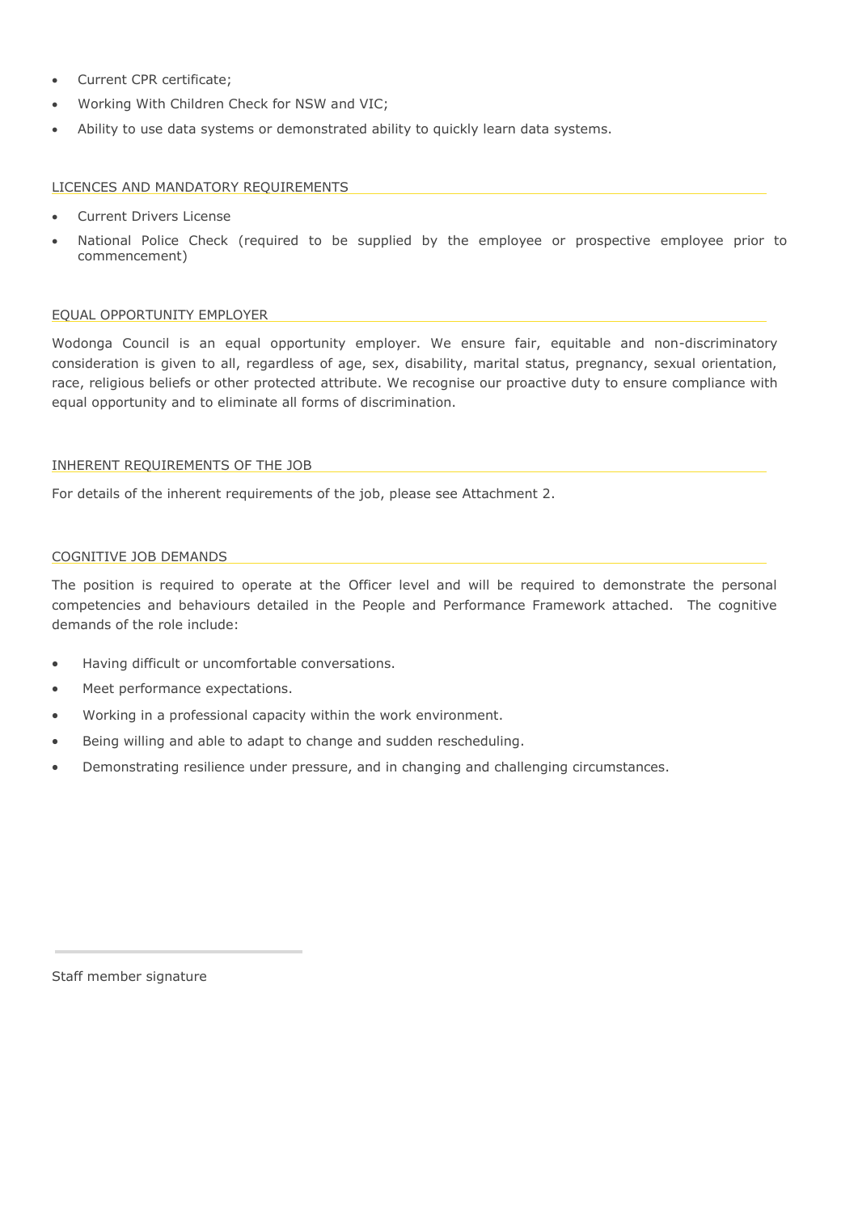- Current CPR certificate;
- Working With Children Check for NSW and VIC;
- Ability to use data systems or demonstrated ability to quickly learn data systems.

## LICENCES AND MANDATORY REQUIREMENTS

- Current Drivers License
- National Police Check (required to be supplied by the employee or prospective employee prior to commencement)

## EQUAL OPPORTUNITY EMPLOYER

Wodonga Council is an equal opportunity employer. We ensure fair, equitable and non-discriminatory consideration is given to all, regardless of age, sex, disability, marital status, pregnancy, sexual orientation, race, religious beliefs or other protected attribute. We recognise our proactive duty to ensure compliance with equal opportunity and to eliminate all forms of discrimination.

## INHERENT REQUIREMENTS OF THE JOB

For details of the inherent requirements of the job, please see Attachment 2.

## COGNITIVE JOB DEMANDS

The position is required to operate at the Officer level and will be required to demonstrate the personal competencies and behaviours detailed in the People and Performance Framework attached. The cognitive demands of the role include:

- Having difficult or uncomfortable conversations.
- Meet performance expectations.
- Working in a professional capacity within the work environment.
- Being willing and able to adapt to change and sudden rescheduling.
- Demonstrating resilience under pressure, and in changing and challenging circumstances.

Staff member signature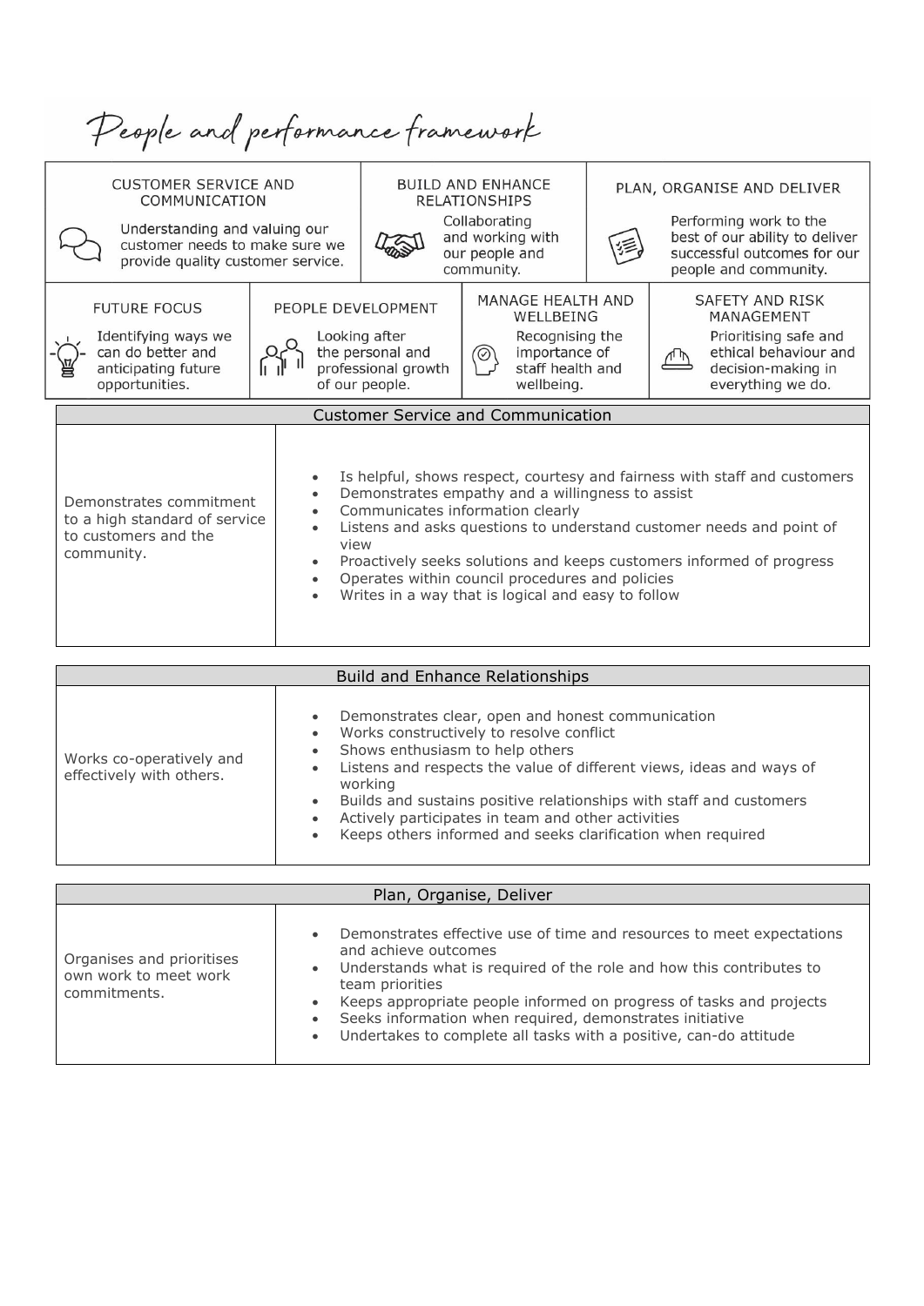# People and performance framework

| CUSTOMER SERVICE AND COMMUNICATION | BUILD AND ENHANCE RELATIONSHIPS | PLAN, ORGANISE AND DELIVER |
|---|---|---|
| Understanding and valuing our customer needs to make sure we provide quality customer service. | Collaborating and working with our people and community. | Performing work to the best of our ability to deliver successful outcomes for our people and community. |

| FUTURE FOCUS | PEOPLE DEVELOPMENT | MANAGE HEALTH AND WELLBEING | SAFETY AND RISK MANAGEMENT |
|---|---|---|---|
| Identifying ways we can do better and anticipating future opportunities. | Looking after the personal and professional growth of our people. | Recognising the importance of staff health and wellbeing. | Prioritising safe and ethical behaviour and decision-making in everything we do. |

| Customer Service and Communication | |
|---|---|
| Demonstrates commitment to a high standard of service to customers and the community. | • Is helpful, shows respect, courtesy and fairness with staff and customers<br>• Demonstrates empathy and a willingness to assist<br>• Communicates information clearly<br>• Listens and asks questions to understand customer needs and point of view<br>• Proactively seeks solutions and keeps customers informed of progress<br>• Operates within council procedures and policies<br>• Writes in a way that is logical and easy to follow |

| Build and Enhance Relationships | |
|---|---|
| Works co-operatively and effectively with others. | • Demonstrates clear, open and honest communication<br>• Works constructively to resolve conflict<br>• Shows enthusiasm to help others<br>• Listens and respects the value of different views, ideas and ways of working<br>• Builds and sustains positive relationships with staff and customers<br>• Actively participates in team and other activities<br>• Keeps others informed and seeks clarification when required |

| Plan, Organise, Deliver | |
|---|---|
| Organises and prioritises own work to meet work commitments. | • Demonstrates effective use of time and resources to meet expectations and achieve outcomes<br>• Understands what is required of the role and how this contributes to team priorities<br>• Keeps appropriate people informed on progress of tasks and projects<br>• Seeks information when required, demonstrates initiative<br>• Undertakes to complete all tasks with a positive, can-do attitude |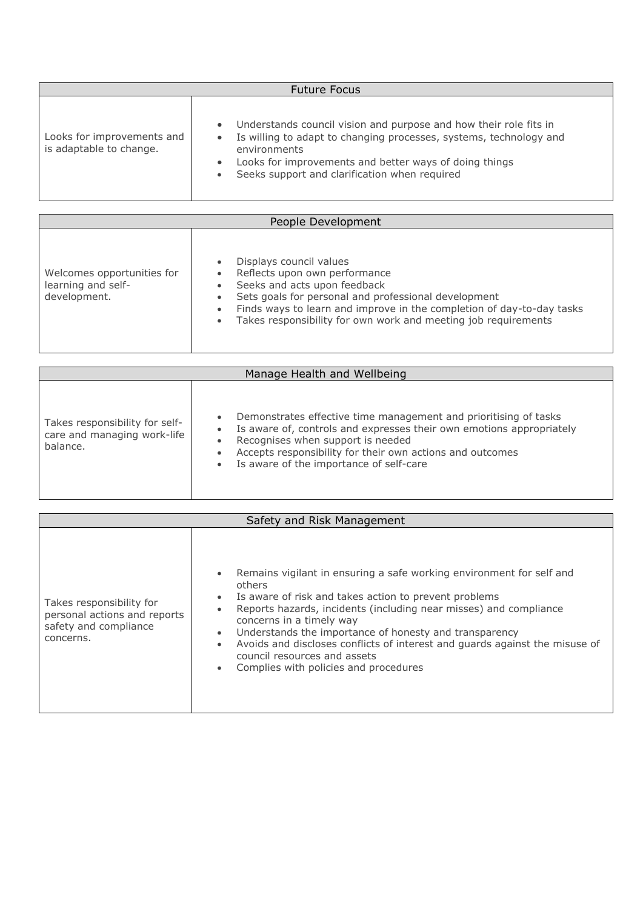| Future Focus | |
|---|---|
| Looks for improvements and is adaptable to change. | • Understands council vision and purpose and how their role fits in<br>• Is willing to adapt to changing processes, systems, technology and environments<br>• Looks for improvements and better ways of doing things<br>• Seeks support and clarification when required |

| People Development | |
|---|---|
| Welcomes opportunities for learning and self-development. | • Displays council values<br>• Reflects upon own performance<br>• Seeks and acts upon feedback<br>• Sets goals for personal and professional development<br>• Finds ways to learn and improve in the completion of day-to-day tasks<br>• Takes responsibility for own work and meeting job requirements |

| Manage Health and Wellbeing | |
|---|---|
| Takes responsibility for self-care and managing work-life balance. | • Demonstrates effective time management and prioritising of tasks<br>• Is aware of, controls and expresses their own emotions appropriately<br>• Recognises when support is needed<br>• Accepts responsibility for their own actions and outcomes<br>• Is aware of the importance of self-care |

| Safety and Risk Management | |
|---|---|
| Takes responsibility for personal actions and reports safety and compliance concerns. | • Remains vigilant in ensuring a safe working environment for self and others<br>• Is aware of risk and takes action to prevent problems<br>• Reports hazards, incidents (including near misses) and compliance concerns in a timely way<br>• Understands the importance of honesty and transparency<br>• Avoids and discloses conflicts of interest and guards against the misuse of council resources and assets<br>• Complies with policies and procedures |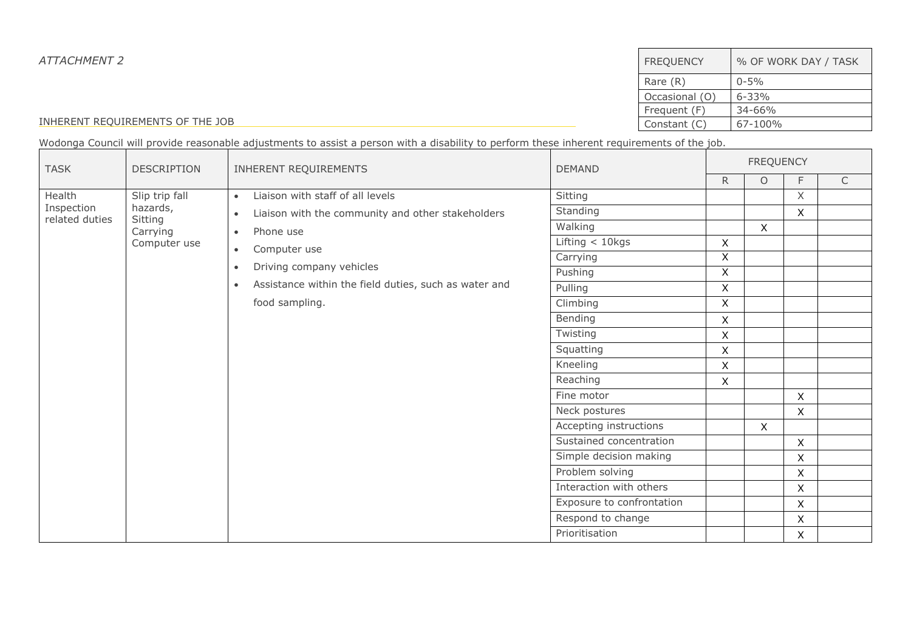*ATTACHMENT 2*

| FREQUENCY | % OF WORK DAY / TASK |
|---|---|
| Rare (R) | 0-5% |
| Occasional (O) | 6-33% |
| Frequent (F) | 34-66% |
| Constant (C) | 67-100% |

INHERENT REQUIREMENTS OF THE JOB

Wodonga Council will provide reasonable adjustments to assist a person with a disability to perform these inherent requirements of the job.

| TASK | DESCRIPTION | INHERENT REQUIREMENTS | DEMAND | FREQUENCY | | | |
|---|---|---|---|---|---|---|---|
| | | | | R | O | F | C |
| Health Inspection related duties | Slip trip fall hazards, Sitting Carrying Computer use | • Liaison with staff of all levels<br>• Liaison with the community and other stakeholders<br>• Phone use<br>• Computer use<br>• Driving company vehicles<br>• Assistance within the field duties, such as water and food sampling. | Sitting | | | X | |
| | | | Standing | | | X | |
| | | | Walking | | X | | |
| | | | Lifting < 10kgs | X | | | |
| | | | Carrying | X | | | |
| | | | Pushing | X | | | |
| | | | Pulling | X | | | |
| | | | Climbing | X | | | |
| | | | Bending | X | | | |
| | | | Twisting | X | | | |
| | | | Squatting | X | | | |
| | | | Kneeling | X | | | |
| | | | Reaching | X | | | |
| | | | Fine motor | | | X | |
| | | | Neck postures | | | X | |
| | | | Accepting instructions | | X | | |
| | | | Sustained concentration | | | X | |
| | | | Simple decision making | | | X | |
| | | | Problem solving | | | X | |
| | | | Interaction with others | | | X | |
| | | | Exposure to confrontation | | | X | |
| | | | Respond to change | | | X | |
| | | | Prioritisation | | | X | |